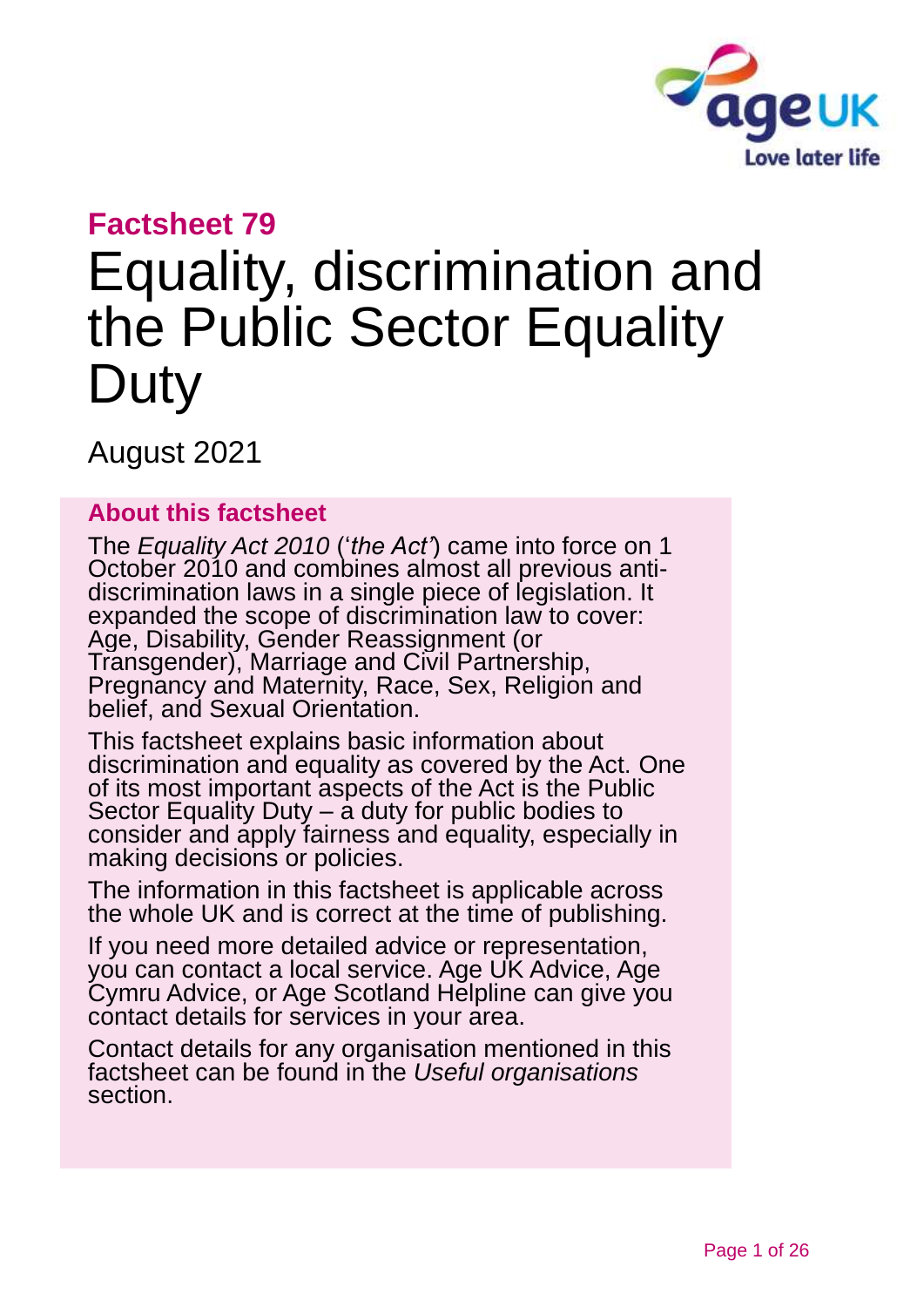## Factsheet 79

# Equality, discrimination and the Public Sector Equality Duty

August 2021

### About this factsheet

The *Equality Act 2010* ('*the Act*') came into force on 1 October 2010 and combines almost all previous anti-discrimination laws in a single piece of legislation. It expanded the scope of discrimination law to cover: Age, Disability, Gender Reassignment (or Transgender), Marriage and Civil Partnership, Pregnancy and Maternity, Race, Sex, Religion and belief, and Sexual Orientation.

This factsheet explains basic information about discrimination and equality as covered by the Act. One of its most important aspects of the Act is the Public Sector Equality Duty – a duty for public bodies to consider and apply fairness and equality, especially in making decisions or policies.

The information in this factsheet is applicable across the whole UK and is correct at the time of publishing.

If you need more detailed advice or representation, you can contact a local service. Age UK Advice, Age Cymru Advice, or Age Scotland Helpline can give you contact details for services in your area.

Contact details for any organisation mentioned in this factsheet can be found in the *Useful organisations* section.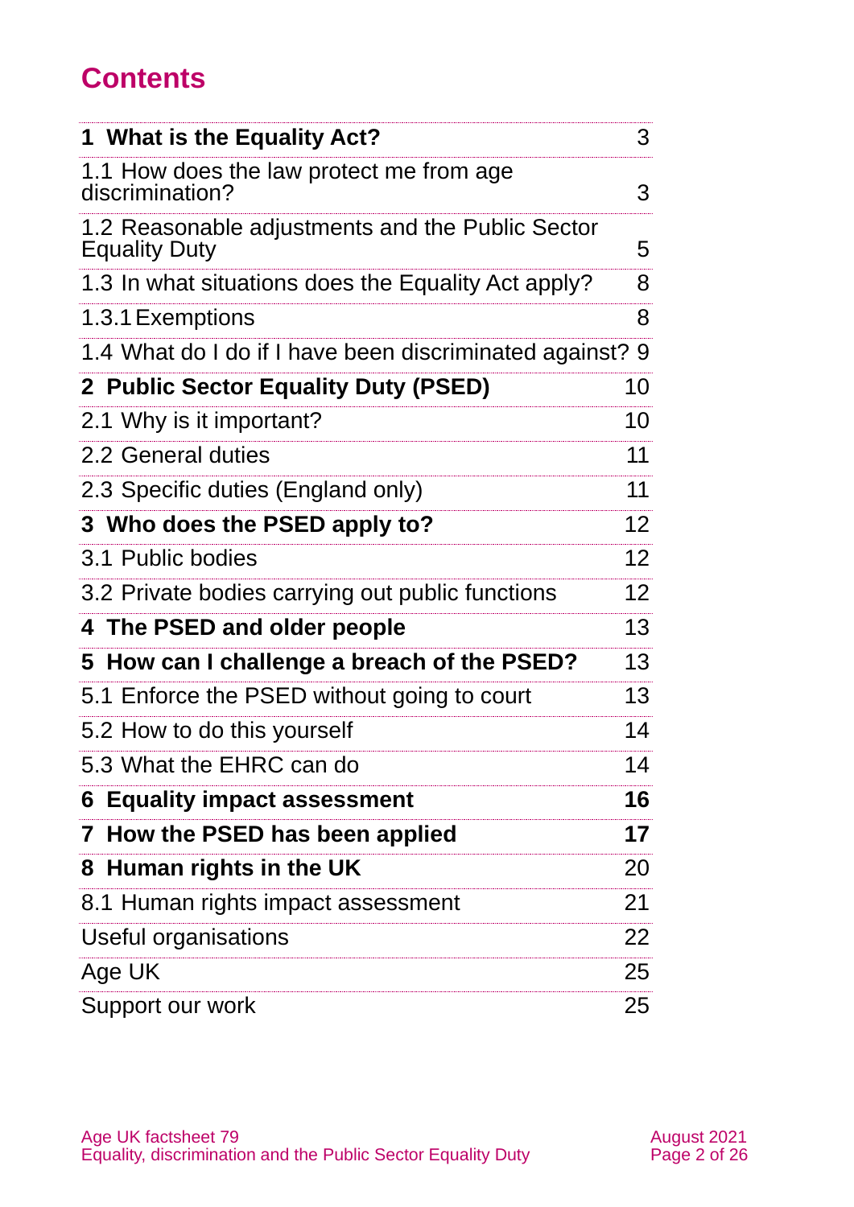# Contents

| | |
|---|---|
| **1 What is the Equality Act?** | 3 |
| 1.1 How does the law protect me from age discrimination? | 3 |
| 1.2 Reasonable adjustments and the Public Sector Equality Duty | 5 |
| 1.3 In what situations does the Equality Act apply? | 8 |
| 1.3.1 Exemptions | 8 |
| 1.4 What do I do if I have been discriminated against? | 9 |
| **2 Public Sector Equality Duty (PSED)** | 10 |
| 2.1 Why is it important? | 10 |
| 2.2 General duties | 11 |
| 2.3 Specific duties (England only) | 11 |
| **3 Who does the PSED apply to?** | 12 |
| 3.1 Public bodies | 12 |
| 3.2 Private bodies carrying out public functions | 12 |
| **4 The PSED and older people** | 13 |
| **5 How can I challenge a breach of the PSED?** | 13 |
| 5.1 Enforce the PSED without going to court | 13 |
| 5.2 How to do this yourself | 14 |
| 5.3 What the EHRC can do | 14 |
| **6 Equality impact assessment** | **16** |
| **7 How the PSED has been applied** | **17** |
| **8 Human rights in the UK** | 20 |
| 8.1 Human rights impact assessment | 21 |
| Useful organisations | 22 |
| Age UK | 25 |
| Support our work | 25 |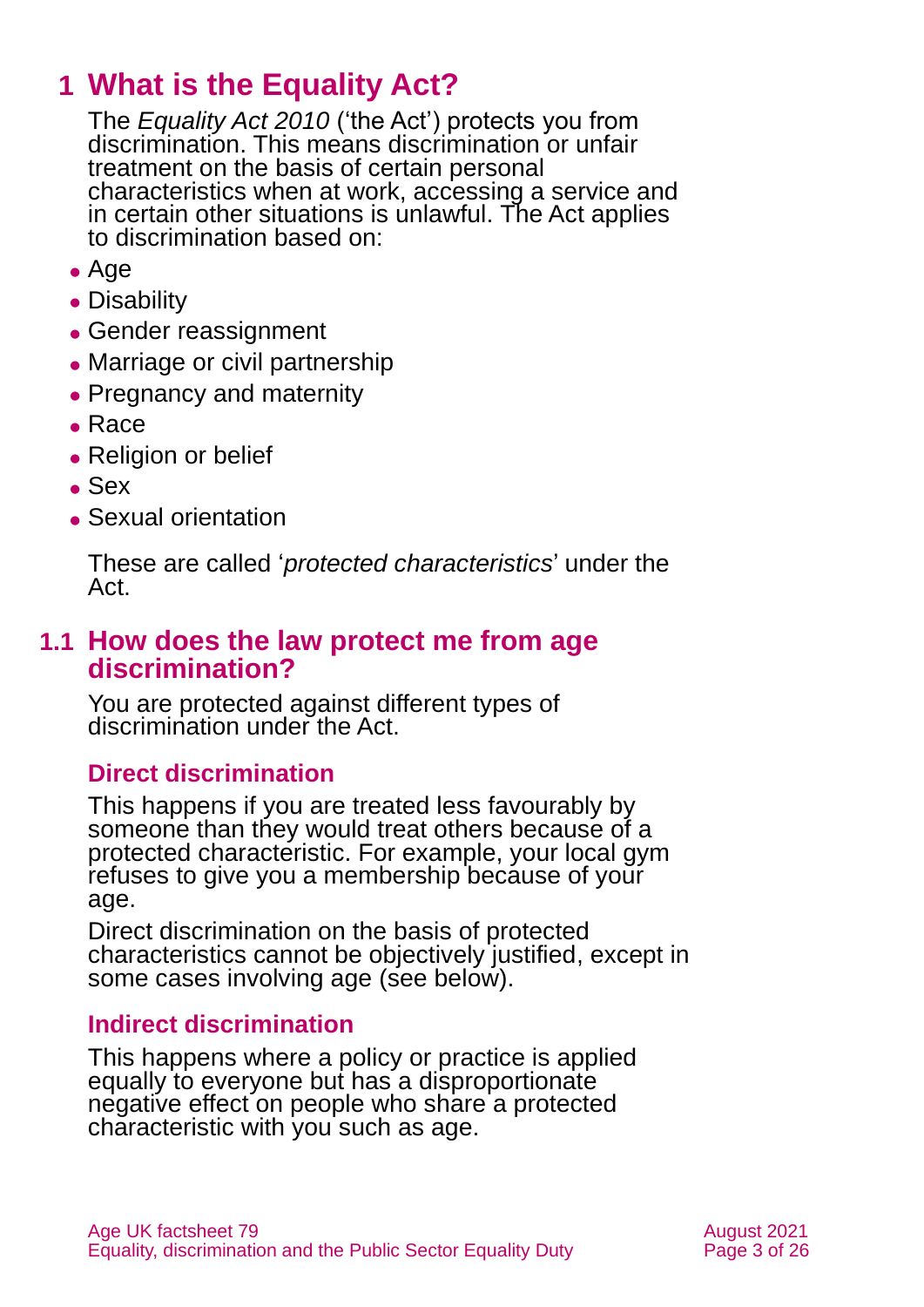# 1 What is the Equality Act?

The *Equality Act 2010* ('the Act') protects you from discrimination. This means discrimination or unfair treatment on the basis of certain personal characteristics when at work, accessing a service and in certain other situations is unlawful. The Act applies to discrimination based on:

- Age
- Disability
- Gender reassignment
- Marriage or civil partnership
- Pregnancy and maternity
- Race
- Religion or belief
- Sex
- Sexual orientation

These are called '*protected characteristics*' under the Act.

## 1.1 How does the law protect me from age discrimination?

You are protected against different types of discrimination under the Act.

### Direct discrimination

This happens if you are treated less favourably by someone than they would treat others because of a protected characteristic. For example, your local gym refuses to give you a membership because of your age.

Direct discrimination on the basis of protected characteristics cannot be objectively justified, except in some cases involving age (see below).

### Indirect discrimination

This happens where a policy or practice is applied equally to everyone but has a disproportionate negative effect on people who share a protected characteristic with you such as age.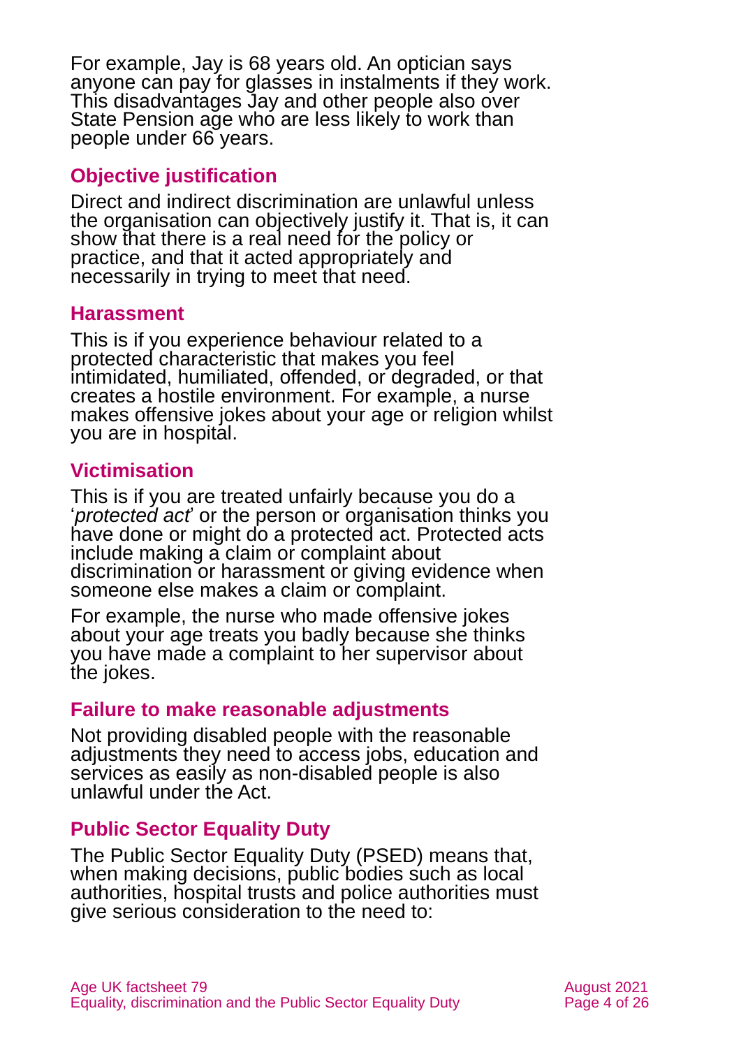For example, Jay is 68 years old. An optician says anyone can pay for glasses in instalments if they work. This disadvantages Jay and other people also over State Pension age who are less likely to work than people under 66 years.

### Objective justification

Direct and indirect discrimination are unlawful unless the organisation can objectively justify it. That is, it can show that there is a real need for the policy or practice, and that it acted appropriately and necessarily in trying to meet that need.

### Harassment

This is if you experience behaviour related to a protected characteristic that makes you feel intimidated, humiliated, offended, or degraded, or that creates a hostile environment. For example, a nurse makes offensive jokes about your age or religion whilst you are in hospital.

### Victimisation

This is if you are treated unfairly because you do a '*protected act*' or the person or organisation thinks you have done or might do a protected act. Protected acts include making a claim or complaint about discrimination or harassment or giving evidence when someone else makes a claim or complaint.

For example, the nurse who made offensive jokes about your age treats you badly because she thinks you have made a complaint to her supervisor about the jokes.

### Failure to make reasonable adjustments

Not providing disabled people with the reasonable adjustments they need to access jobs, education and services as easily as non-disabled people is also unlawful under the Act.

### Public Sector Equality Duty

The Public Sector Equality Duty (PSED) means that, when making decisions, public bodies such as local authorities, hospital trusts and police authorities must give serious consideration to the need to: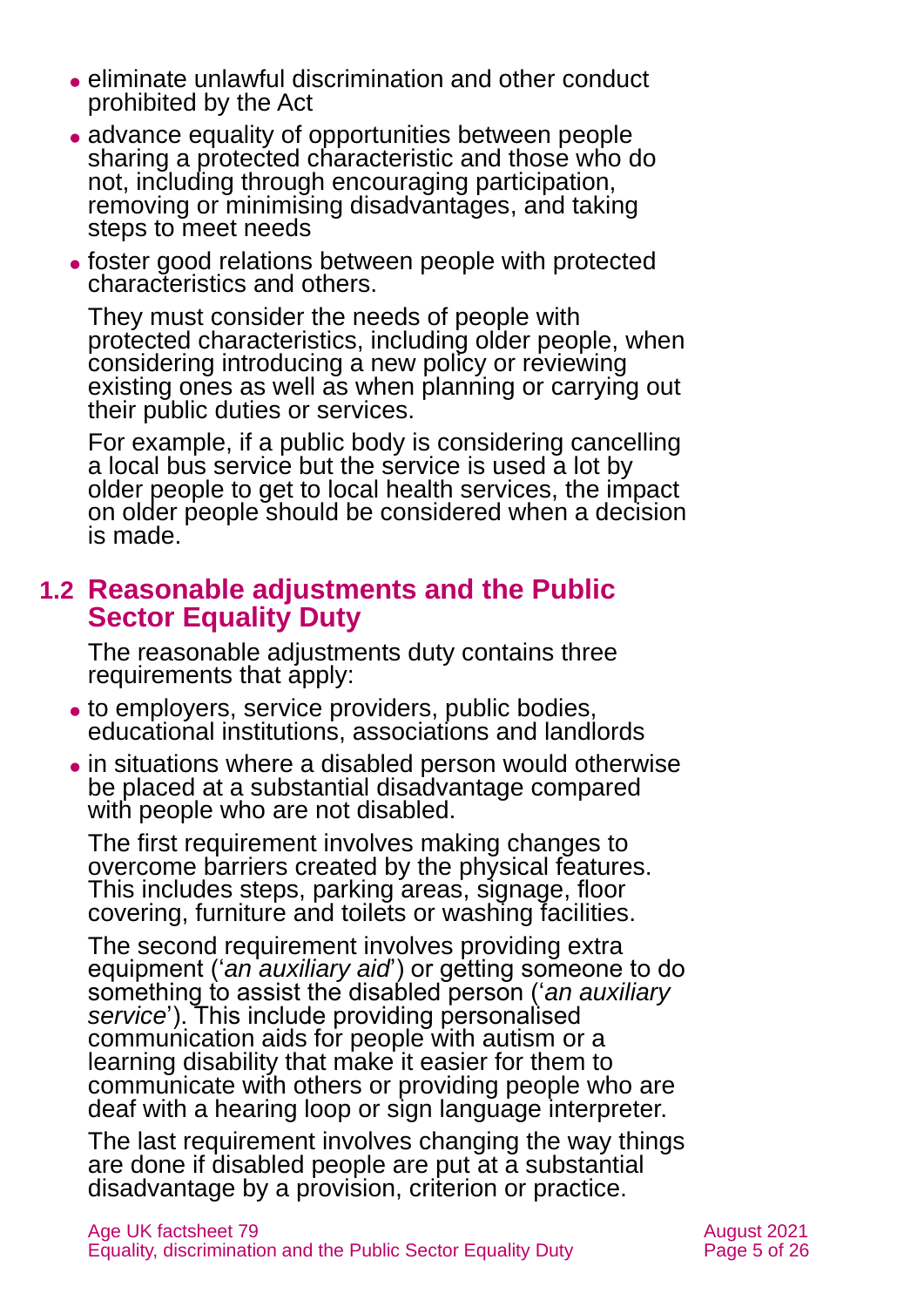- eliminate unlawful discrimination and other conduct prohibited by the Act
- advance equality of opportunities between people sharing a protected characteristic and those who do not, including through encouraging participation, removing or minimising disadvantages, and taking steps to meet needs
- foster good relations between people with protected characteristics and others.

They must consider the needs of people with protected characteristics, including older people, when considering introducing a new policy or reviewing existing ones as well as when planning or carrying out their public duties or services.

For example, if a public body is considering cancelling a local bus service but the service is used a lot by older people to get to local health services, the impact on older people should be considered when a decision is made.

## 1.2 Reasonable adjustments and the Public Sector Equality Duty

The reasonable adjustments duty contains three requirements that apply:

- to employers, service providers, public bodies, educational institutions, associations and landlords
- in situations where a disabled person would otherwise be placed at a substantial disadvantage compared with people who are not disabled.

The first requirement involves making changes to overcome barriers created by the physical features. This includes steps, parking areas, signage, floor covering, furniture and toilets or washing facilities.

The second requirement involves providing extra equipment ('*an auxiliary aid*') or getting someone to do something to assist the disabled person ('*an auxiliary service*'). This include providing personalised communication aids for people with autism or a learning disability that make it easier for them to communicate with others or providing people who are deaf with a hearing loop or sign language interpreter.

The last requirement involves changing the way things are done if disabled people are put at a substantial disadvantage by a provision, criterion or practice.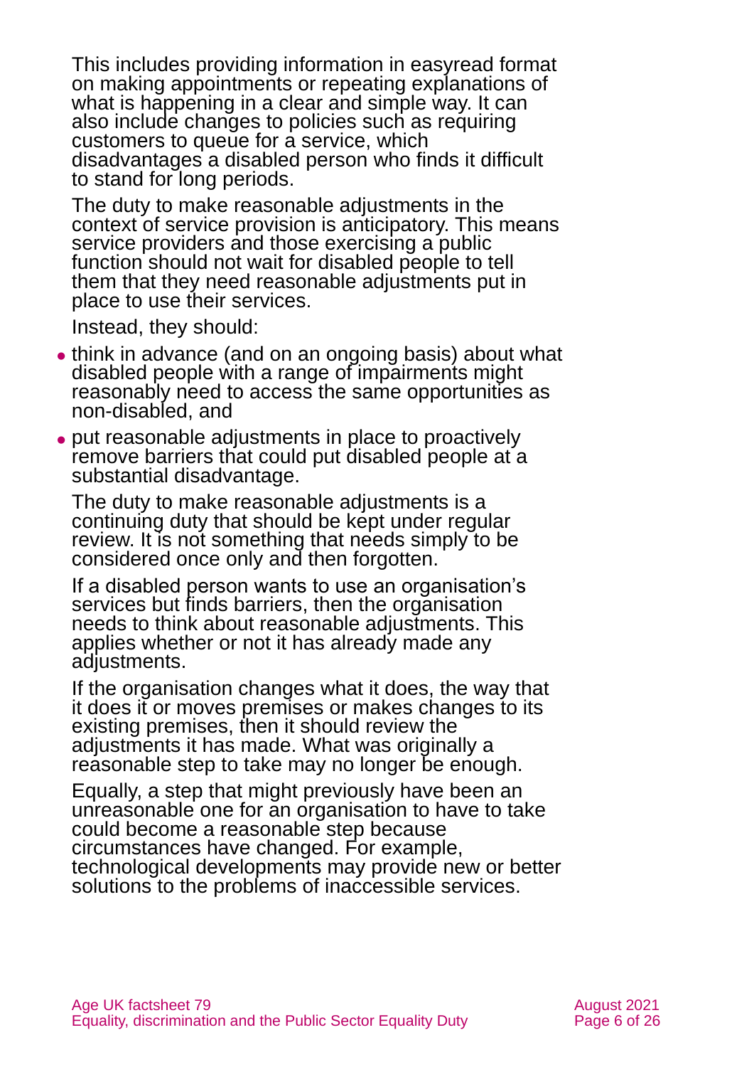This includes providing information in easyread format on making appointments or repeating explanations of what is happening in a clear and simple way. It can also include changes to policies such as requiring customers to queue for a service, which disadvantages a disabled person who finds it difficult to stand for long periods.

The duty to make reasonable adjustments in the context of service provision is anticipatory. This means service providers and those exercising a public function should not wait for disabled people to tell them that they need reasonable adjustments put in place to use their services.

Instead, they should:

- think in advance (and on an ongoing basis) about what disabled people with a range of impairments might reasonably need to access the same opportunities as non-disabled, and
- put reasonable adjustments in place to proactively remove barriers that could put disabled people at a substantial disadvantage.

The duty to make reasonable adjustments is a continuing duty that should be kept under regular review. It is not something that needs simply to be considered once only and then forgotten.

If a disabled person wants to use an organisation's services but finds barriers, then the organisation needs to think about reasonable adjustments. This applies whether or not it has already made any adjustments.

If the organisation changes what it does, the way that it does it or moves premises or makes changes to its existing premises, then it should review the adjustments it has made. What was originally a reasonable step to take may no longer be enough.

Equally, a step that might previously have been an unreasonable one for an organisation to have to take could become a reasonable step because circumstances have changed. For example, technological developments may provide new or better solutions to the problems of inaccessible services.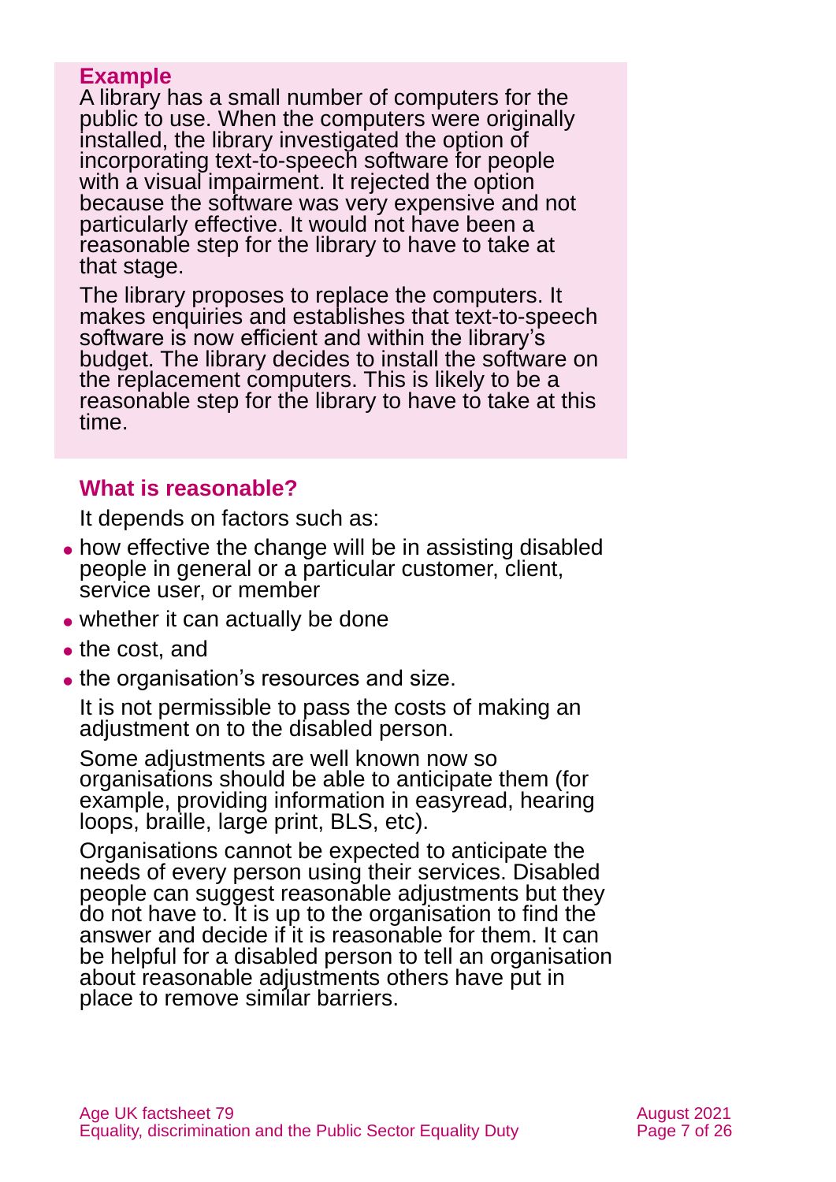**Example**

A library has a small number of computers for the public to use. When the computers were originally installed, the library investigated the option of incorporating text-to-speech software for people with a visual impairment. It rejected the option because the software was very expensive and not particularly effective. It would not have been a reasonable step for the library to have to take at that stage.

The library proposes to replace the computers. It makes enquiries and establishes that text-to-speech software is now efficient and within the library's budget. The library decides to install the software on the replacement computers. This is likely to be a reasonable step for the library to have to take at this time.

### What is reasonable?

It depends on factors such as:

- how effective the change will be in assisting disabled people in general or a particular customer, client, service user, or member
- whether it can actually be done
- the cost, and
- the organisation's resources and size.

It is not permissible to pass the costs of making an adjustment on to the disabled person.

Some adjustments are well known now so organisations should be able to anticipate them (for example, providing information in easyread, hearing loops, braille, large print, BLS, etc).

Organisations cannot be expected to anticipate the needs of every person using their services. Disabled people can suggest reasonable adjustments but they do not have to. It is up to the organisation to find the answer and decide if it is reasonable for them. It can be helpful for a disabled person to tell an organisation about reasonable adjustments others have put in place to remove similar barriers.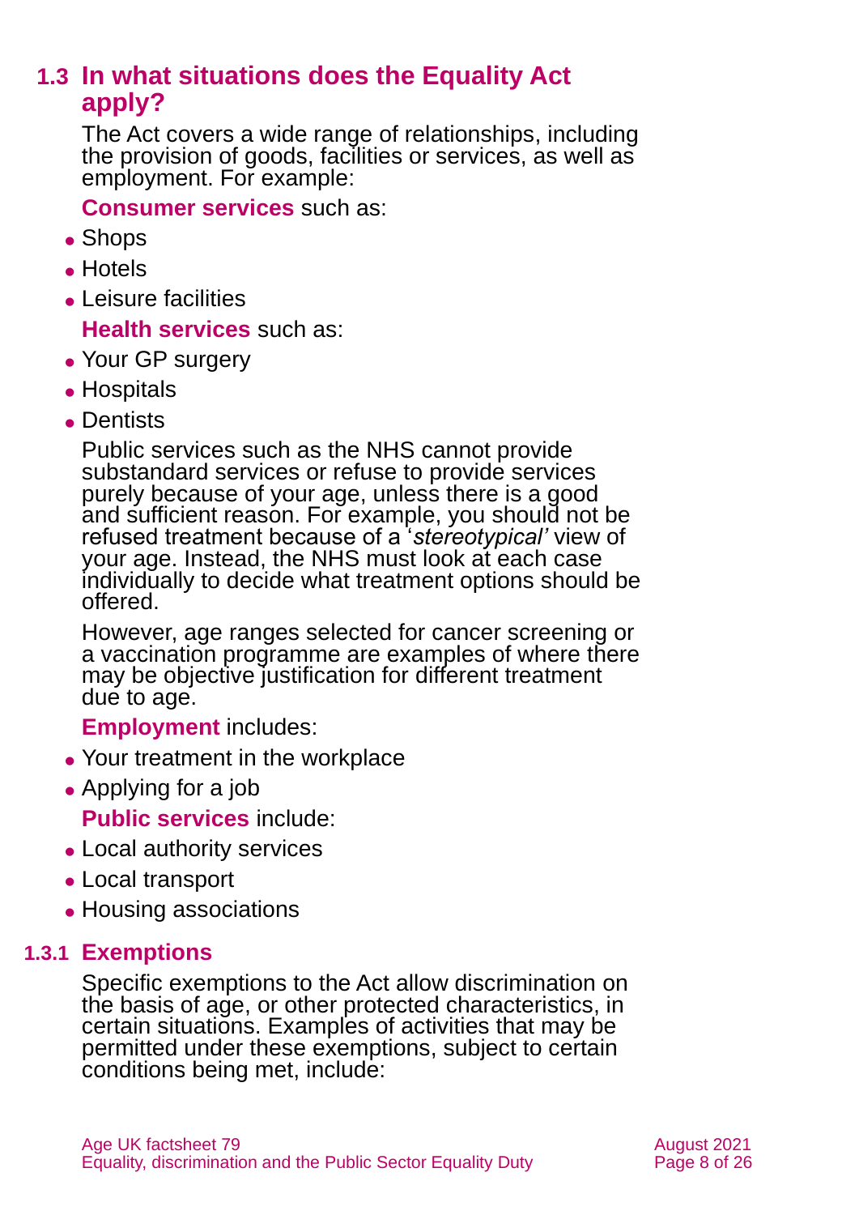## 1.3 In what situations does the Equality Act apply?

The Act covers a wide range of relationships, including the provision of goods, facilities or services, as well as employment. For example:

**Consumer services** such as:

- Shops
- Hotels
- Leisure facilities

**Health services** such as:

- Your GP surgery
- Hospitals
- Dentists

Public services such as the NHS cannot provide substandard services or refuse to provide services purely because of your age, unless there is a good and sufficient reason. For example, you should not be refused treatment because of a '*stereotypical'* view of your age. Instead, the NHS must look at each case individually to decide what treatment options should be offered.

However, age ranges selected for cancer screening or a vaccination programme are examples of where there may be objective justification for different treatment due to age.

**Employment** includes:

- Your treatment in the workplace
- Applying for a job

**Public services** include:

- Local authority services
- Local transport
- Housing associations

### 1.3.1 Exemptions

Specific exemptions to the Act allow discrimination on the basis of age, or other protected characteristics, in certain situations. Examples of activities that may be permitted under these exemptions, subject to certain conditions being met, include: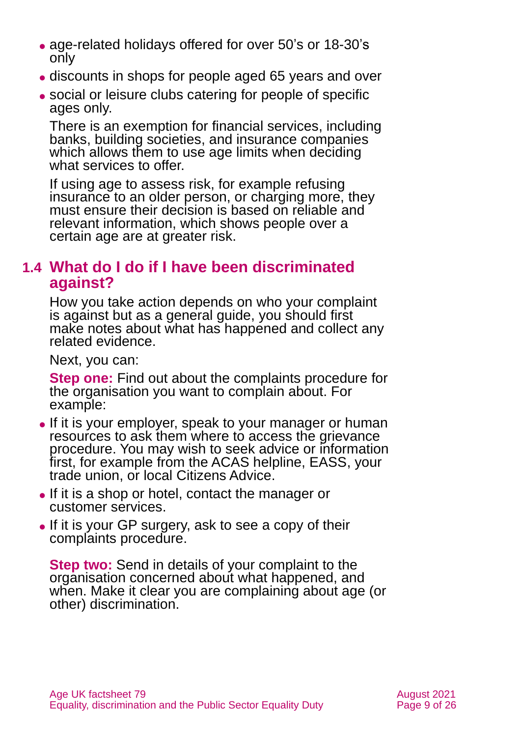- age-related holidays offered for over 50's or 18-30's only
- discounts in shops for people aged 65 years and over
- social or leisure clubs catering for people of specific ages only.

There is an exemption for financial services, including banks, building societies, and insurance companies which allows them to use age limits when deciding what services to offer.

If using age to assess risk, for example refusing insurance to an older person, or charging more, they must ensure their decision is based on reliable and relevant information, which shows people over a certain age are at greater risk.

## 1.4 What do I do if I have been discriminated against?

How you take action depends on who your complaint is against but as a general guide, you should first make notes about what has happened and collect any related evidence.

Next, you can:

**Step one:** Find out about the complaints procedure for the organisation you want to complain about. For example:

- If it is your employer, speak to your manager or human resources to ask them where to access the grievance procedure. You may wish to seek advice or information first, for example from the ACAS helpline, EASS, your trade union, or local Citizens Advice.
- If it is a shop or hotel, contact the manager or customer services.
- If it is your GP surgery, ask to see a copy of their complaints procedure.

**Step two:** Send in details of your complaint to the organisation concerned about what happened, and when. Make it clear you are complaining about age (or other) discrimination.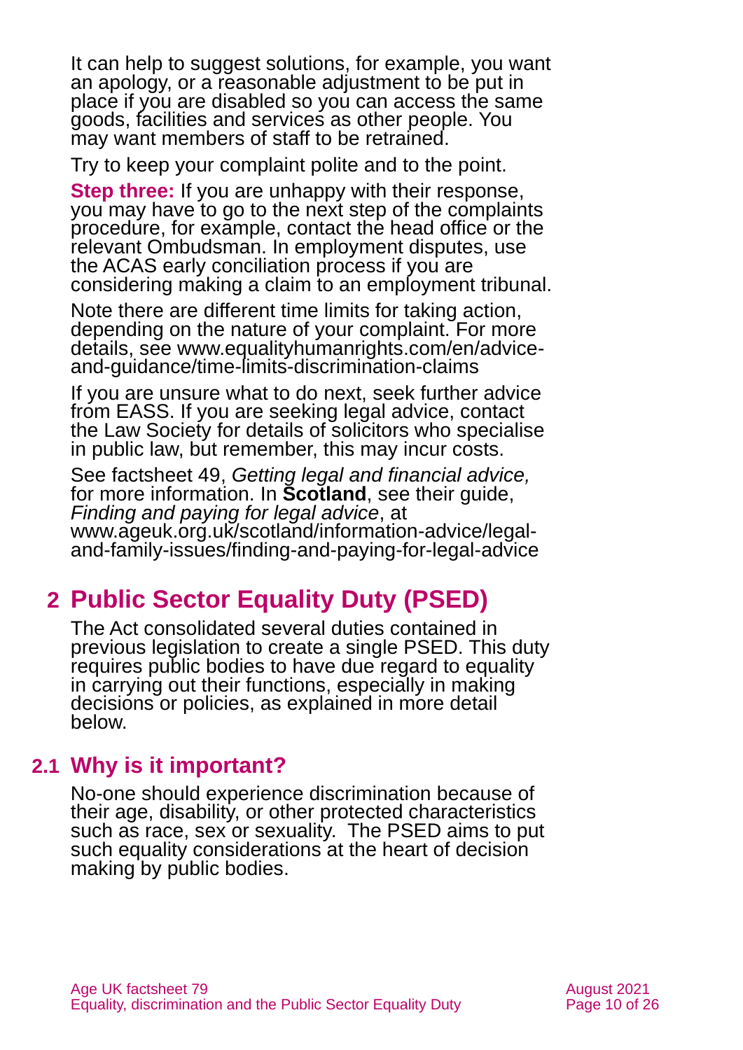It can help to suggest solutions, for example, you want an apology, or a reasonable adjustment to be put in place if you are disabled so you can access the same goods, facilities and services as other people. You may want members of staff to be retrained.

Try to keep your complaint polite and to the point.

**Step three:** If you are unhappy with their response, you may have to go to the next step of the complaints procedure, for example, contact the head office or the relevant Ombudsman. In employment disputes, use the ACAS early conciliation process if you are considering making a claim to an employment tribunal.

Note there are different time limits for taking action, depending on the nature of your complaint. For more details, see www.equalityhumanrights.com/en/advice-and-guidance/time-limits-discrimination-claims

If you are unsure what to do next, seek further advice from EASS. If you are seeking legal advice, contact the Law Society for details of solicitors who specialise in public law, but remember, this may incur costs.

See factsheet 49, *Getting legal and financial advice,* for more information. In **Scotland**, see their guide, *Finding and paying for legal advice*, at www.ageuk.org.uk/scotland/information-advice/legal-and-family-issues/finding-and-paying-for-legal-advice

## 2 Public Sector Equality Duty (PSED)

The Act consolidated several duties contained in previous legislation to create a single PSED. This duty requires public bodies to have due regard to equality in carrying out their functions, especially in making decisions or policies, as explained in more detail below.

### 2.1 Why is it important?

No-one should experience discrimination because of their age, disability, or other protected characteristics such as race, sex or sexuality. The PSED aims to put such equality considerations at the heart of decision making by public bodies.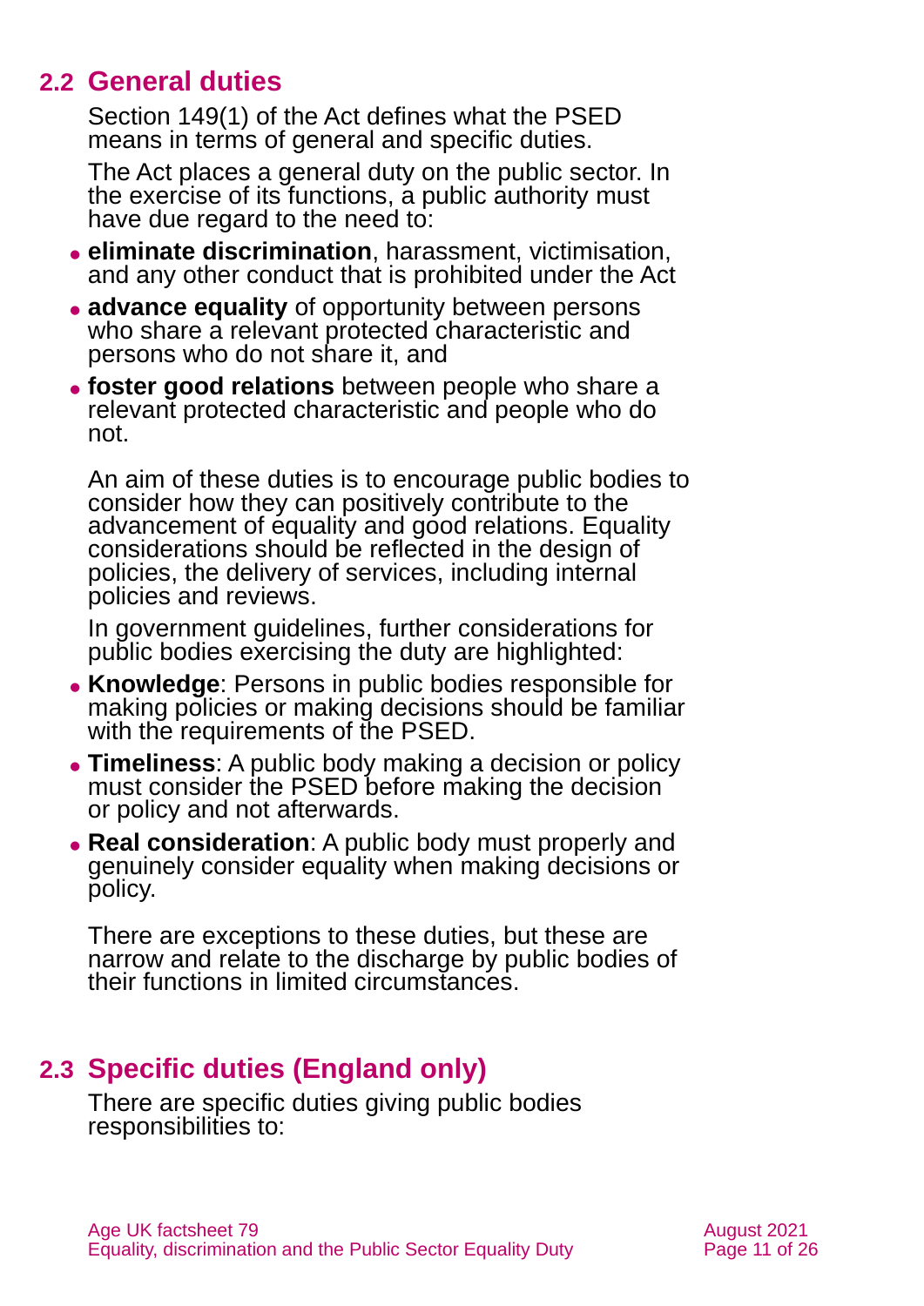## 2.2 General duties

Section 149(1) of the Act defines what the PSED means in terms of general and specific duties.

The Act places a general duty on the public sector. In the exercise of its functions, a public authority must have due regard to the need to:

- **eliminate discrimination**, harassment, victimisation, and any other conduct that is prohibited under the Act
- **advance equality** of opportunity between persons who share a relevant protected characteristic and persons who do not share it, and
- **foster good relations** between people who share a relevant protected characteristic and people who do not.

An aim of these duties is to encourage public bodies to consider how they can positively contribute to the advancement of equality and good relations. Equality considerations should be reflected in the design of policies, the delivery of services, including internal policies and reviews.

In government guidelines, further considerations for public bodies exercising the duty are highlighted:

- **Knowledge**: Persons in public bodies responsible for making policies or making decisions should be familiar with the requirements of the PSED.
- **Timeliness**: A public body making a decision or policy must consider the PSED before making the decision or policy and not afterwards.
- **Real consideration**: A public body must properly and genuinely consider equality when making decisions or policy.

There are exceptions to these duties, but these are narrow and relate to the discharge by public bodies of their functions in limited circumstances.

## 2.3 Specific duties (England only)

There are specific duties giving public bodies responsibilities to: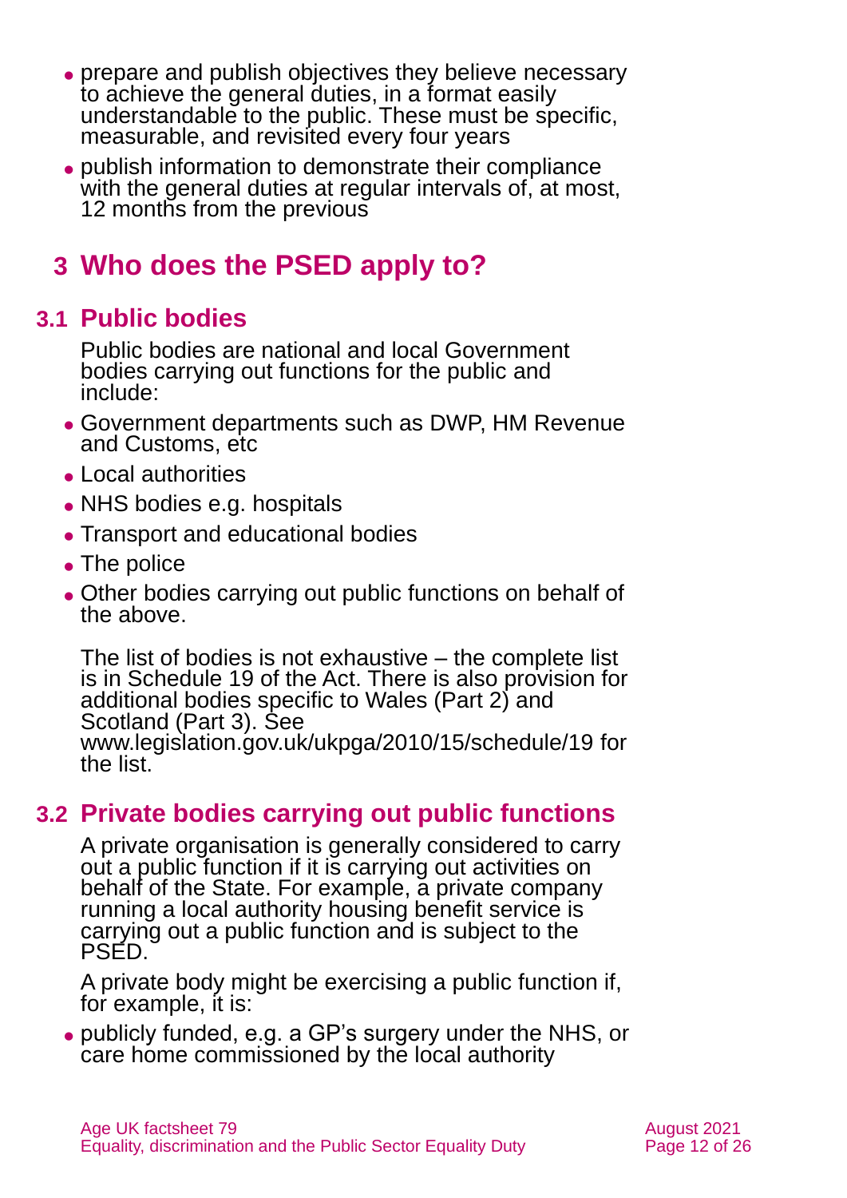- prepare and publish objectives they believe necessary to achieve the general duties, in a format easily understandable to the public. These must be specific, measurable, and revisited every four years
- publish information to demonstrate their compliance with the general duties at regular intervals of, at most, 12 months from the previous

# 3 Who does the PSED apply to?

## 3.1 Public bodies

Public bodies are national and local Government bodies carrying out functions for the public and include:

- Government departments such as DWP, HM Revenue and Customs, etc
- Local authorities
- NHS bodies e.g. hospitals
- Transport and educational bodies
- The police
- Other bodies carrying out public functions on behalf of the above.

The list of bodies is not exhaustive – the complete list is in Schedule 19 of the Act. There is also provision for additional bodies specific to Wales (Part 2) and Scotland (Part 3). See www.legislation.gov.uk/ukpga/2010/15/schedule/19 for the list.

## 3.2 Private bodies carrying out public functions

A private organisation is generally considered to carry out a public function if it is carrying out activities on behalf of the State. For example, a private company running a local authority housing benefit service is carrying out a public function and is subject to the PSED.

A private body might be exercising a public function if, for example, it is:

- publicly funded, e.g. a GP's surgery under the NHS, or care home commissioned by the local authority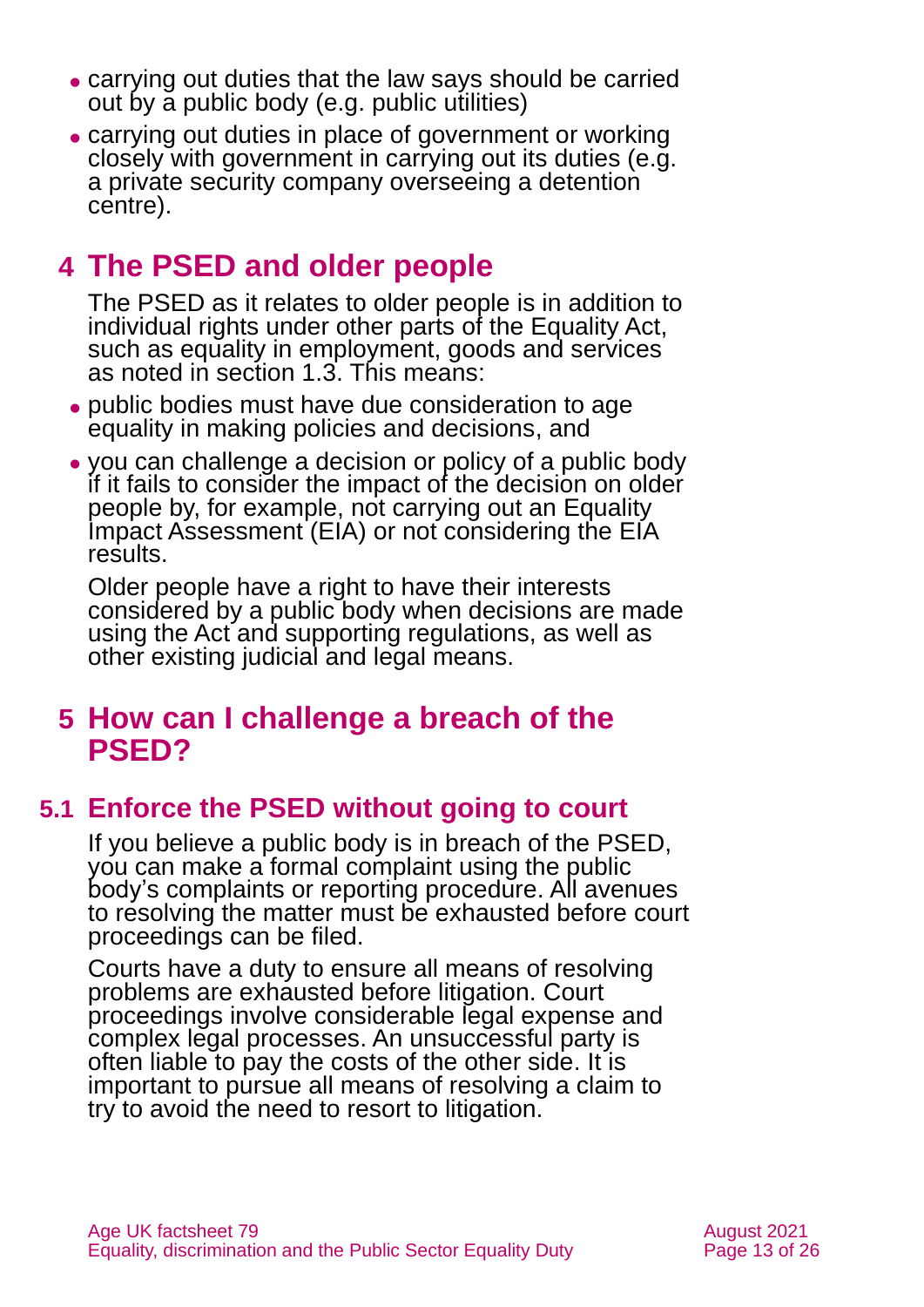- carrying out duties that the law says should be carried out by a public body (e.g. public utilities)
- carrying out duties in place of government or working closely with government in carrying out its duties (e.g. a private security company overseeing a detention centre).

# 4 The PSED and older people

The PSED as it relates to older people is in addition to individual rights under other parts of the Equality Act, such as equality in employment, goods and services as noted in section 1.3. This means:

- public bodies must have due consideration to age equality in making policies and decisions, and
- you can challenge a decision or policy of a public body if it fails to consider the impact of the decision on older people by, for example, not carrying out an Equality Impact Assessment (EIA) or not considering the EIA results.

Older people have a right to have their interests considered by a public body when decisions are made using the Act and supporting regulations, as well as other existing judicial and legal means.

# 5 How can I challenge a breach of the PSED?

## 5.1 Enforce the PSED without going to court

If you believe a public body is in breach of the PSED, you can make a formal complaint using the public body's complaints or reporting procedure. All avenues to resolving the matter must be exhausted before court proceedings can be filed.

Courts have a duty to ensure all means of resolving problems are exhausted before litigation. Court proceedings involve considerable legal expense and complex legal processes. An unsuccessful party is often liable to pay the costs of the other side. It is important to pursue all means of resolving a claim to try to avoid the need to resort to litigation.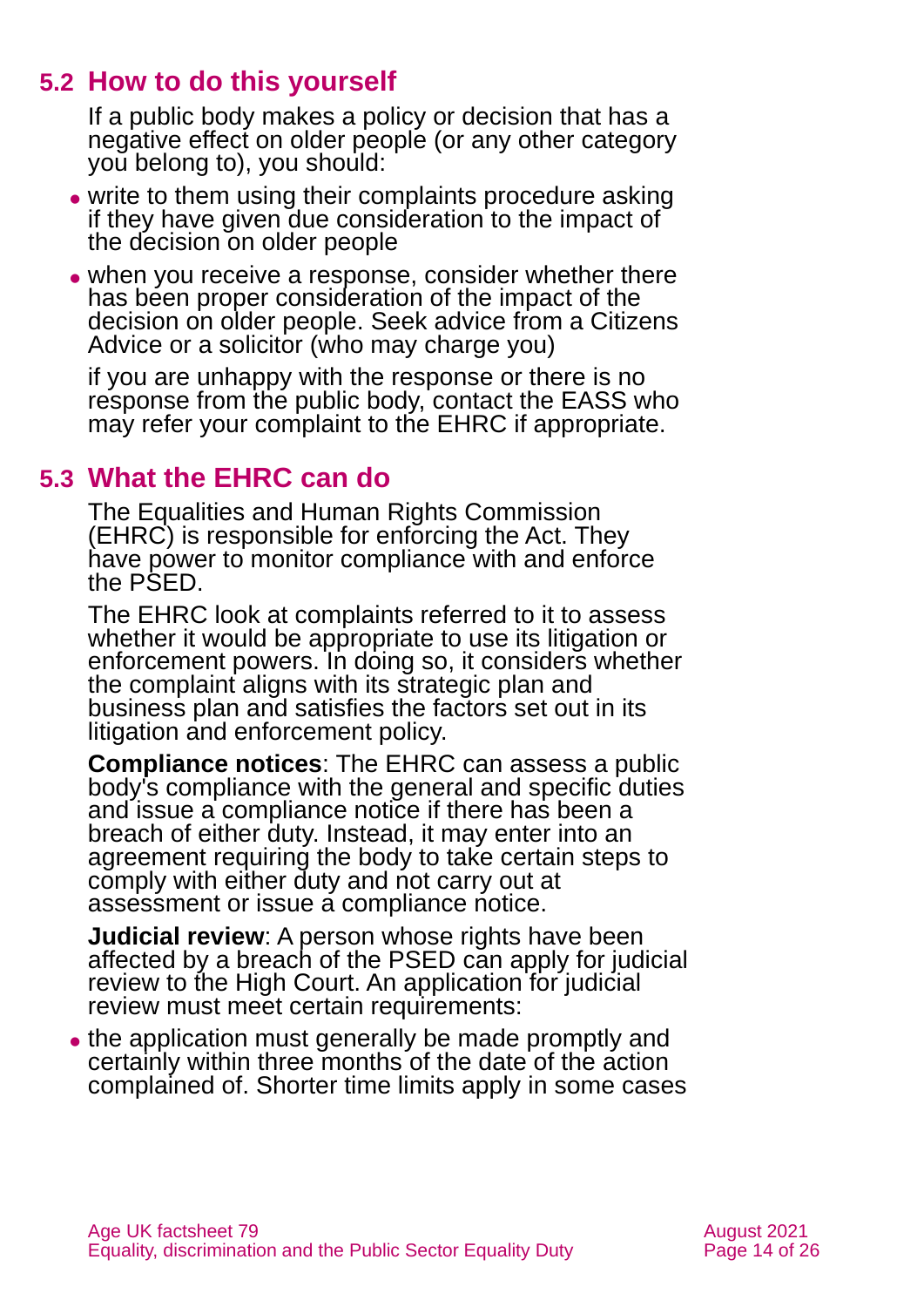## 5.2 How to do this yourself

If a public body makes a policy or decision that has a negative effect on older people (or any other category you belong to), you should:

- write to them using their complaints procedure asking if they have given due consideration to the impact of the decision on older people
- when you receive a response, consider whether there has been proper consideration of the impact of the decision on older people. Seek advice from a Citizens Advice or a solicitor (who may charge you)

if you are unhappy with the response or there is no response from the public body, contact the EASS who may refer your complaint to the EHRC if appropriate.

## 5.3 What the EHRC can do

The Equalities and Human Rights Commission (EHRC) is responsible for enforcing the Act. They have power to monitor compliance with and enforce the PSED.

The EHRC look at complaints referred to it to assess whether it would be appropriate to use its litigation or enforcement powers. In doing so, it considers whether the complaint aligns with its strategic plan and business plan and satisfies the factors set out in its litigation and enforcement policy.

**Compliance notices**: The EHRC can assess a public body's compliance with the general and specific duties and issue a compliance notice if there has been a breach of either duty. Instead, it may enter into an agreement requiring the body to take certain steps to comply with either duty and not carry out at assessment or issue a compliance notice.

**Judicial review**: A person whose rights have been affected by a breach of the PSED can apply for judicial review to the High Court. An application for judicial review must meet certain requirements:

- the application must generally be made promptly and certainly within three months of the date of the action complained of. Shorter time limits apply in some cases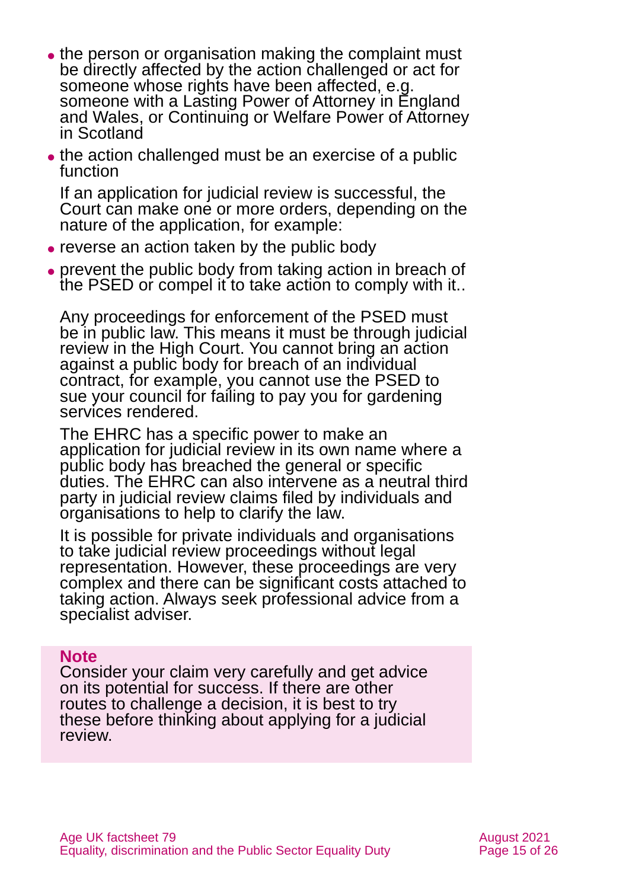- the person or organisation making the complaint must be directly affected by the action challenged or act for someone whose rights have been affected, e.g. someone with a Lasting Power of Attorney in England and Wales, or Continuing or Welfare Power of Attorney in Scotland
- the action challenged must be an exercise of a public function

If an application for judicial review is successful, the Court can make one or more orders, depending on the nature of the application, for example:

- reverse an action taken by the public body
- prevent the public body from taking action in breach of the PSED or compel it to take action to comply with it..

Any proceedings for enforcement of the PSED must be in public law. This means it must be through judicial review in the High Court. You cannot bring an action against a public body for breach of an individual contract, for example, you cannot use the PSED to sue your council for failing to pay you for gardening services rendered.

The EHRC has a specific power to make an application for judicial review in its own name where a public body has breached the general or specific duties. The EHRC can also intervene as a neutral third party in judicial review claims filed by individuals and organisations to help to clarify the law.

It is possible for private individuals and organisations to take judicial review proceedings without legal representation. However, these proceedings are very complex and there can be significant costs attached to taking action. Always seek professional advice from a specialist adviser.

**Note**

Consider your claim very carefully and get advice on its potential for success. If there are other routes to challenge a decision, it is best to try these before thinking about applying for a judicial review.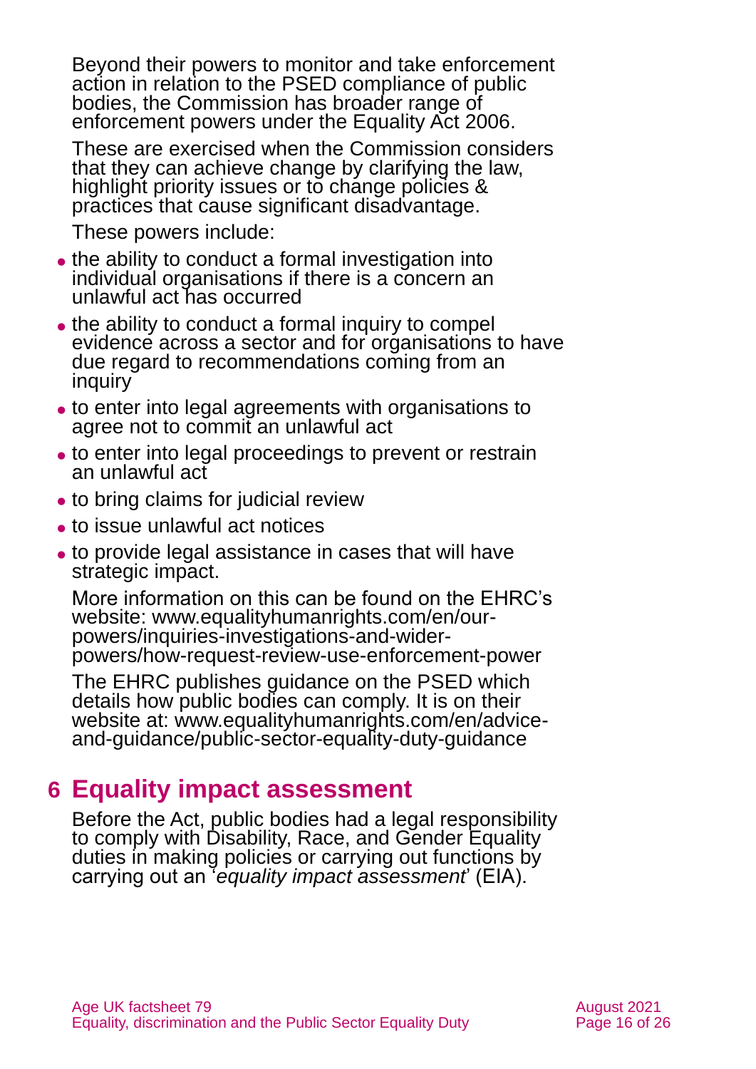Beyond their powers to monitor and take enforcement action in relation to the PSED compliance of public bodies, the Commission has broader range of enforcement powers under the Equality Act 2006.

These are exercised when the Commission considers that they can achieve change by clarifying the law, highlight priority issues or to change policies & practices that cause significant disadvantage.

These powers include:

- the ability to conduct a formal investigation into individual organisations if there is a concern an unlawful act has occurred
- the ability to conduct a formal inquiry to compel evidence across a sector and for organisations to have due regard to recommendations coming from an inquiry
- to enter into legal agreements with organisations to agree not to commit an unlawful act
- to enter into legal proceedings to prevent or restrain an unlawful act
- to bring claims for judicial review
- to issue unlawful act notices
- to provide legal assistance in cases that will have strategic impact.

More information on this can be found on the EHRC's website: www.equalityhumanrights.com/en/our-powers/inquiries-investigations-and-wider-powers/how-request-review-use-enforcement-power

The EHRC publishes guidance on the PSED which details how public bodies can comply. It is on their website at: www.equalityhumanrights.com/en/advice-and-guidance/public-sector-equality-duty-guidance

## 6 Equality impact assessment

Before the Act, public bodies had a legal responsibility to comply with Disability, Race, and Gender Equality duties in making policies or carrying out functions by carrying out an '*equality impact assessment*' (EIA).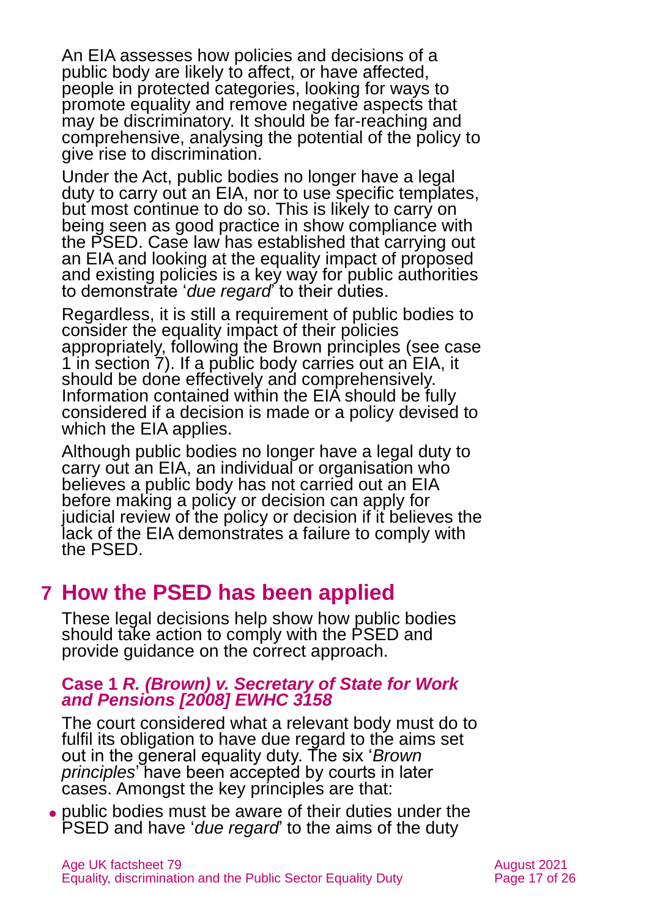An EIA assesses how policies and decisions of a public body are likely to affect, or have affected, people in protected categories, looking for ways to promote equality and remove negative aspects that may be discriminatory. It should be far-reaching and comprehensive, analysing the potential of the policy to give rise to discrimination.

Under the Act, public bodies no longer have a legal duty to carry out an EIA, nor to use specific templates, but most continue to do so. This is likely to carry on being seen as good practice in show compliance with the PSED. Case law has established that carrying out an EIA and looking at the equality impact of proposed and existing policies is a key way for public authorities to demonstrate '*due regard*' to their duties.

Regardless, it is still a requirement of public bodies to consider the equality impact of their policies appropriately, following the Brown principles (see case 1 in section 7). If a public body carries out an EIA, it should be done effectively and comprehensively. Information contained within the EIA should be fully considered if a decision is made or a policy devised to which the EIA applies.

Although public bodies no longer have a legal duty to carry out an EIA, an individual or organisation who believes a public body has not carried out an EIA before making a policy or decision can apply for judicial review of the policy or decision if it believes the lack of the EIA demonstrates a failure to comply with the PSED.

# 7 How the PSED has been applied

These legal decisions help show how public bodies should take action to comply with the PSED and provide guidance on the correct approach.

### Case 1 *R. (Brown) v. Secretary of State for Work and Pensions [2008] EWHC 3158*

The court considered what a relevant body must do to fulfil its obligation to have due regard to the aims set out in the general equality duty. The six '*Brown principles*' have been accepted by courts in later cases. Amongst the key principles are that:

- public bodies must be aware of their duties under the PSED and have '*due regard*' to the aims of the duty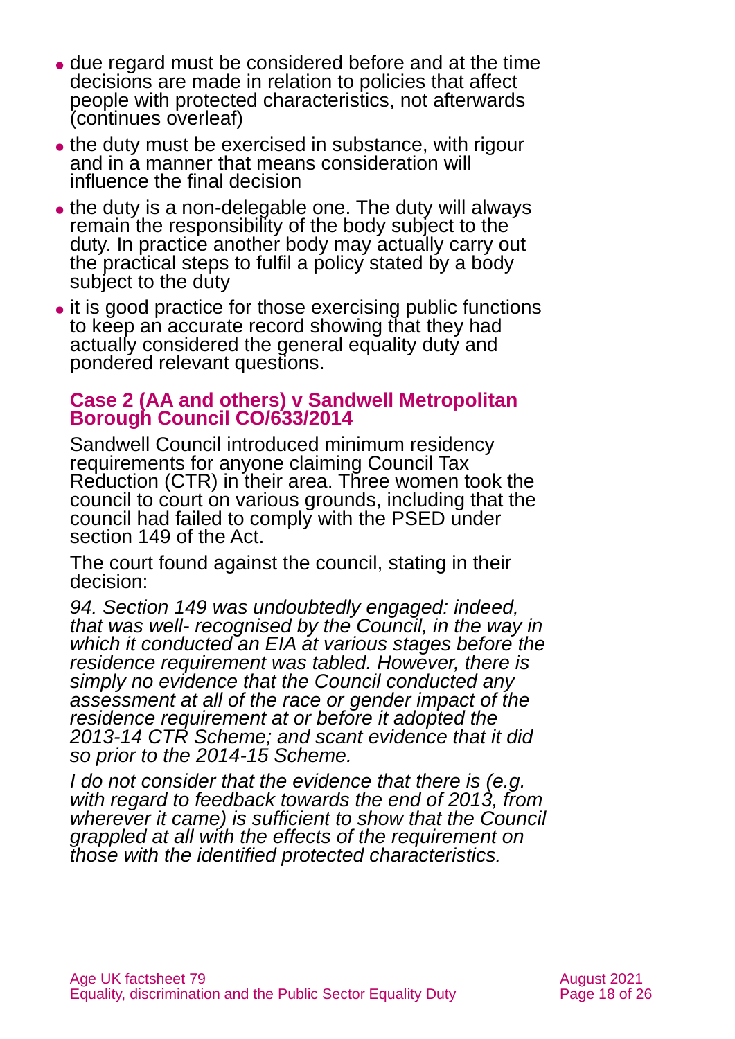- due regard must be considered before and at the time decisions are made in relation to policies that affect people with protected characteristics, not afterwards (continues overleaf)
- the duty must be exercised in substance, with rigour and in a manner that means consideration will influence the final decision
- the duty is a non-delegable one. The duty will always remain the responsibility of the body subject to the duty. In practice another body may actually carry out the practical steps to fulfil a policy stated by a body subject to the duty
- it is good practice for those exercising public functions to keep an accurate record showing that they had actually considered the general equality duty and pondered relevant questions.

### Case 2 (AA and others) v Sandwell Metropolitan Borough Council CO/633/2014

Sandwell Council introduced minimum residency requirements for anyone claiming Council Tax Reduction (CTR) in their area. Three women took the council to court on various grounds, including that the council had failed to comply with the PSED under section 149 of the Act.

The court found against the council, stating in their decision:

*94. Section 149 was undoubtedly engaged: indeed, that was well- recognised by the Council, in the way in which it conducted an EIA at various stages before the residence requirement was tabled. However, there is simply no evidence that the Council conducted any assessment at all of the race or gender impact of the residence requirement at or before it adopted the 2013-14 CTR Scheme; and scant evidence that it did so prior to the 2014-15 Scheme.*

*I do not consider that the evidence that there is (e.g. with regard to feedback towards the end of 2013, from wherever it came) is sufficient to show that the Council grappled at all with the effects of the requirement on those with the identified protected characteristics.*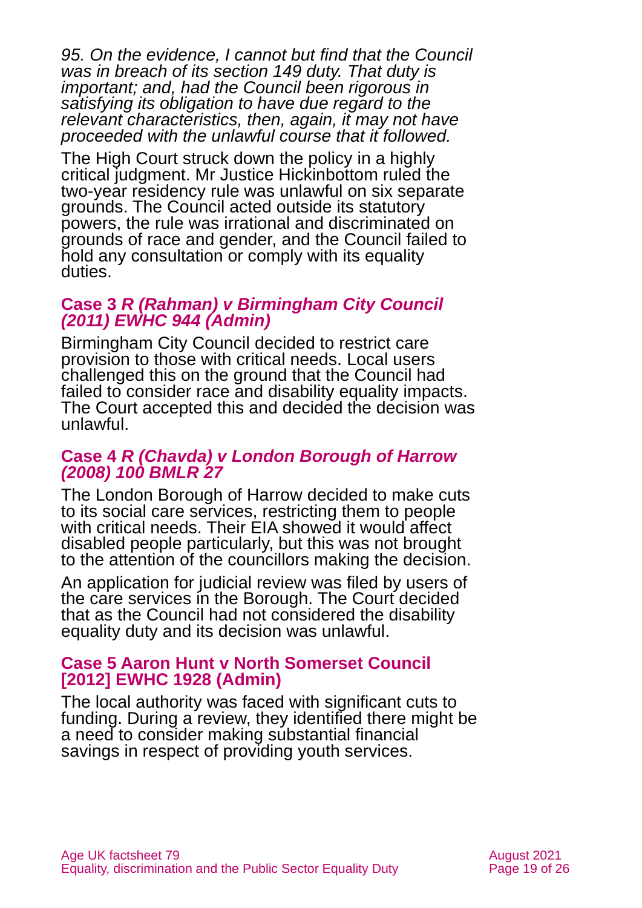*95. On the evidence, I cannot but find that the Council was in breach of its section 149 duty. That duty is important; and, had the Council been rigorous in satisfying its obligation to have due regard to the relevant characteristics, then, again, it may not have proceeded with the unlawful course that it followed.*

The High Court struck down the policy in a highly critical judgment. Mr Justice Hickinbottom ruled the two-year residency rule was unlawful on six separate grounds. The Council acted outside its statutory powers, the rule was irrational and discriminated on grounds of race and gender, and the Council failed to hold any consultation or comply with its equality duties.

### Case 3 *R (Rahman) v Birmingham City Council (2011) EWHC 944 (Admin)*

Birmingham City Council decided to restrict care provision to those with critical needs. Local users challenged this on the ground that the Council had failed to consider race and disability equality impacts. The Court accepted this and decided the decision was unlawful.

### Case 4 *R (Chavda) v London Borough of Harrow (2008) 100 BMLR 27*

The London Borough of Harrow decided to make cuts to its social care services, restricting them to people with critical needs. Their EIA showed it would affect disabled people particularly, but this was not brought to the attention of the councillors making the decision.

An application for judicial review was filed by users of the care services in the Borough. The Court decided that as the Council had not considered the disability equality duty and its decision was unlawful.

### Case 5 Aaron Hunt v North Somerset Council [2012] EWHC 1928 (Admin)

The local authority was faced with significant cuts to funding. During a review, they identified there might be a need to consider making substantial financial savings in respect of providing youth services.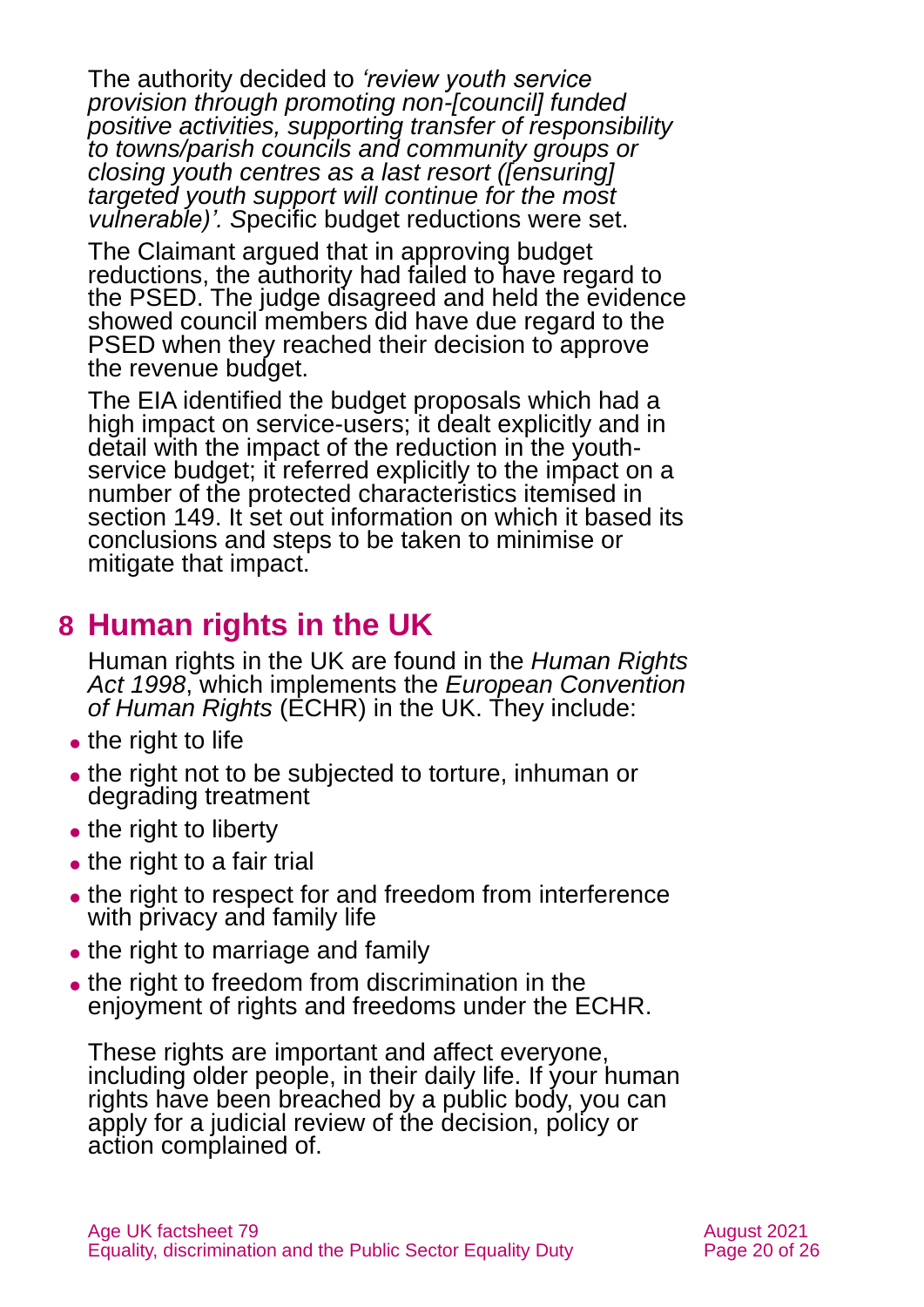The authority decided to *'review youth service provision through promoting non-[council] funded positive activities, supporting transfer of responsibility to towns/parish councils and community groups or closing youth centres as a last resort ([ensuring] targeted youth support will continue for the most vulnerable)'. S*pecific budget reductions were set.

The Claimant argued that in approving budget reductions, the authority had failed to have regard to the PSED. The judge disagreed and held the evidence showed council members did have due regard to the PSED when they reached their decision to approve the revenue budget.

The EIA identified the budget proposals which had a high impact on service-users; it dealt explicitly and in detail with the impact of the reduction in the youth-service budget; it referred explicitly to the impact on a number of the protected characteristics itemised in section 149. It set out information on which it based its conclusions and steps to be taken to minimise or mitigate that impact.

# 8 Human rights in the UK

Human rights in the UK are found in the *Human Rights Act 1998*, which implements the *European Convention of Human Rights* (ECHR) in the UK. They include:

- the right to life
- the right not to be subjected to torture, inhuman or degrading treatment
- the right to liberty
- the right to a fair trial
- the right to respect for and freedom from interference with privacy and family life
- the right to marriage and family
- the right to freedom from discrimination in the enjoyment of rights and freedoms under the ECHR.

These rights are important and affect everyone, including older people, in their daily life. If your human rights have been breached by a public body, you can apply for a judicial review of the decision, policy or action complained of.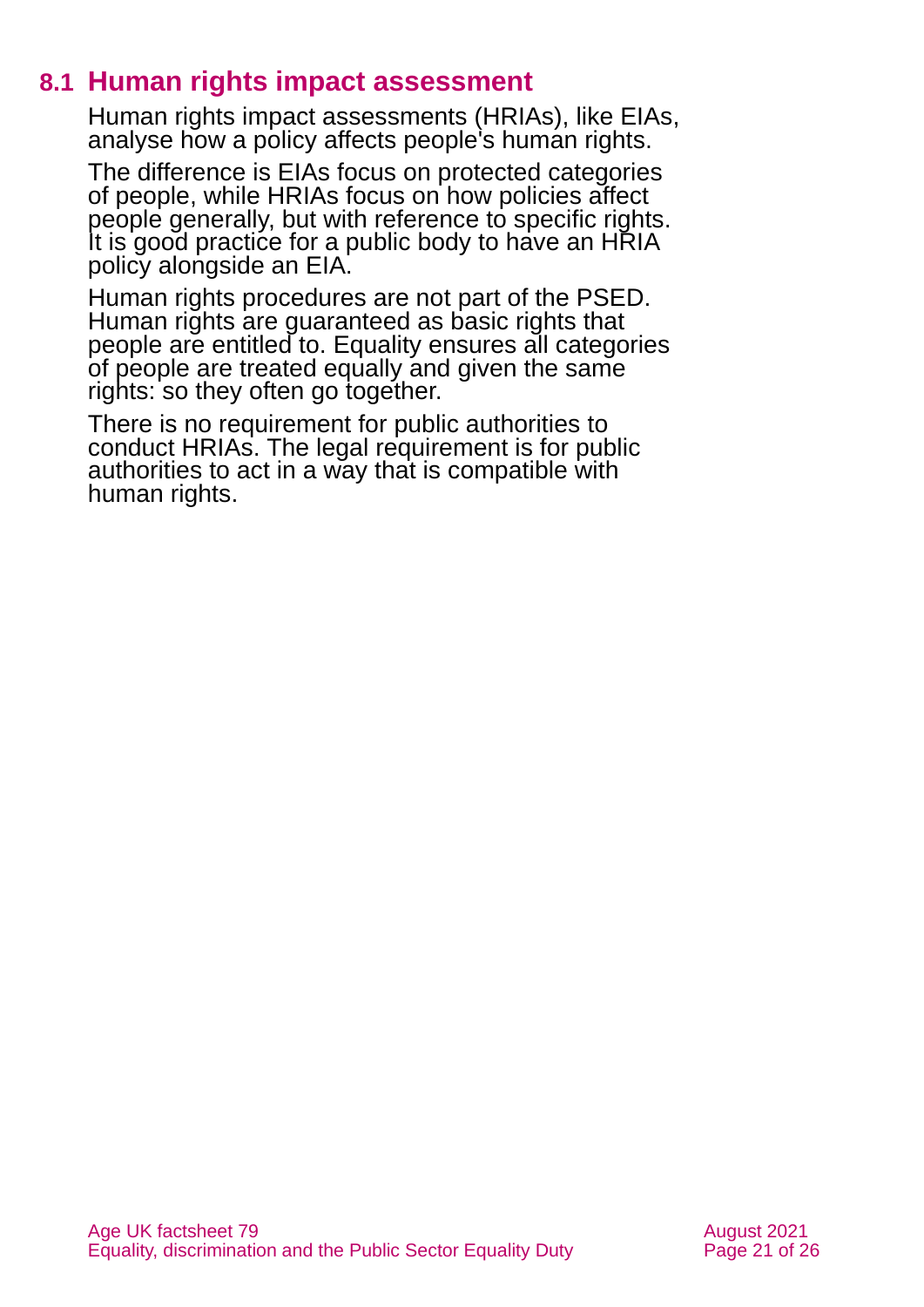## 8.1 Human rights impact assessment

Human rights impact assessments (HRIAs), like EIAs, analyse how a policy affects people's human rights.

The difference is EIAs focus on protected categories of people, while HRIAs focus on how policies affect people generally, but with reference to specific rights. It is good practice for a public body to have an HRIA policy alongside an EIA.

Human rights procedures are not part of the PSED. Human rights are guaranteed as basic rights that people are entitled to. Equality ensures all categories of people are treated equally and given the same rights: so they often go together.

There is no requirement for public authorities to conduct HRIAs. The legal requirement is for public authorities to act in a way that is compatible with human rights.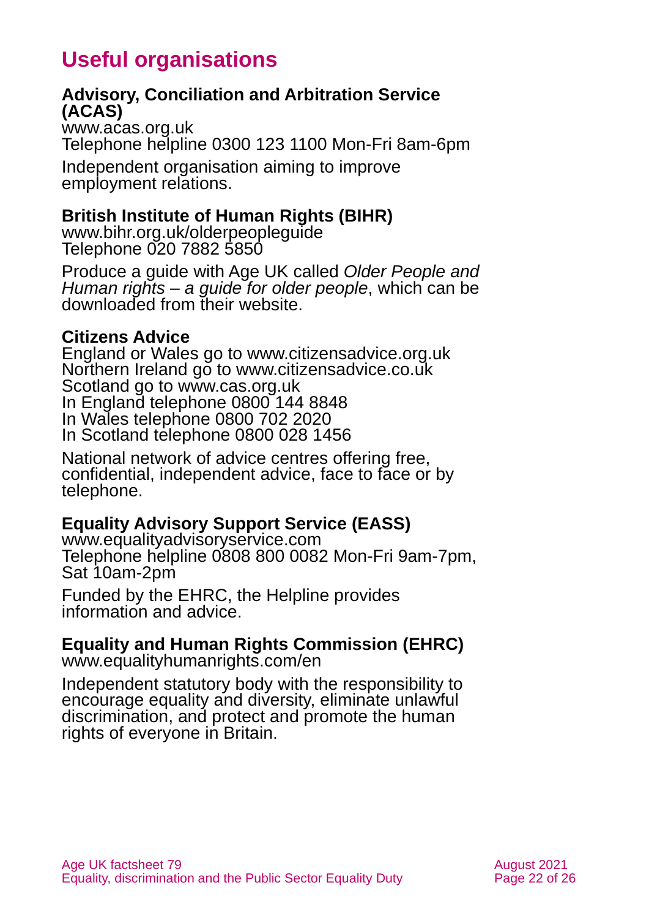# Useful organisations

**Advisory, Conciliation and Arbitration Service (ACAS)**
www.acas.org.uk
Telephone helpline 0300 123 1100 Mon-Fri 8am-6pm

Independent organisation aiming to improve employment relations.

**British Institute of Human Rights (BIHR)**
www.bihr.org.uk/olderpeopleguide
Telephone 020 7882 5850

Produce a guide with Age UK called *Older People and Human rights – a guide for older people*, which can be downloaded from their website.

**Citizens Advice**
England or Wales go to www.citizensadvice.org.uk
Northern Ireland go to www.citizensadvice.co.uk
Scotland go to www.cas.org.uk
In England telephone 0800 144 8848
In Wales telephone 0800 702 2020
In Scotland telephone 0800 028 1456

National network of advice centres offering free, confidential, independent advice, face to face or by telephone.

**Equality Advisory Support Service (EASS)**
www.equalityadvisoryservice.com
Telephone helpline 0808 800 0082 Mon-Fri 9am-7pm, Sat 10am-2pm

Funded by the EHRC, the Helpline provides information and advice.

**Equality and Human Rights Commission (EHRC)**
www.equalityhumanrights.com/en

Independent statutory body with the responsibility to encourage equality and diversity, eliminate unlawful discrimination, and protect and promote the human rights of everyone in Britain.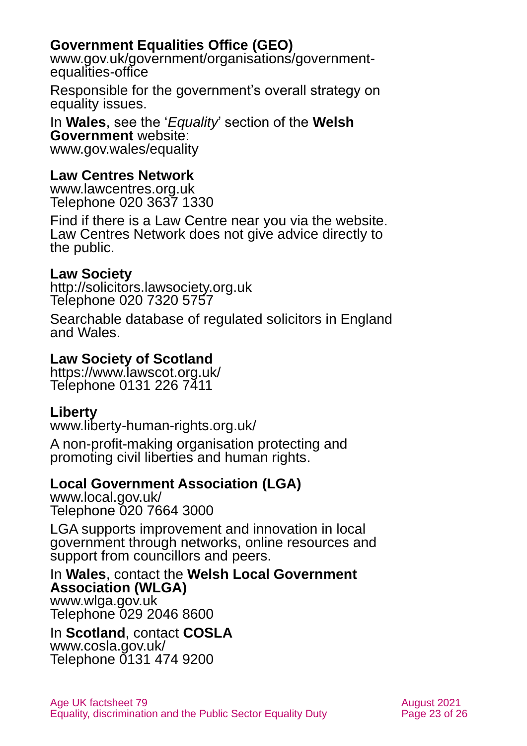**Government Equalities Office (GEO)**
www.gov.uk/government/organisations/government-equalities-office

Responsible for the government's overall strategy on equality issues.

In **Wales**, see the '*Equality*' section of the **Welsh Government** website:
www.gov.wales/equality

**Law Centres Network**
www.lawcentres.org.uk
Telephone 020 3637 1330

Find if there is a Law Centre near you via the website. Law Centres Network does not give advice directly to the public.

**Law Society**
http://solicitors.lawsociety.org.uk
Telephone 020 7320 5757

Searchable database of regulated solicitors in England and Wales.

**Law Society of Scotland**
https://www.lawscot.org.uk/
Telephone 0131 226 7411

**Liberty**
www.liberty-human-rights.org.uk/

A non-profit-making organisation protecting and promoting civil liberties and human rights.

**Local Government Association (LGA)**
www.local.gov.uk/
Telephone 020 7664 3000

LGA supports improvement and innovation in local government through networks, online resources and support from councillors and peers.

In **Wales**, contact the **Welsh Local Government Association (WLGA)**
www.wlga.gov.uk
Telephone 029 2046 8600

In **Scotland**, contact **COSLA**
www.cosla.gov.uk/
Telephone 0131 474 9200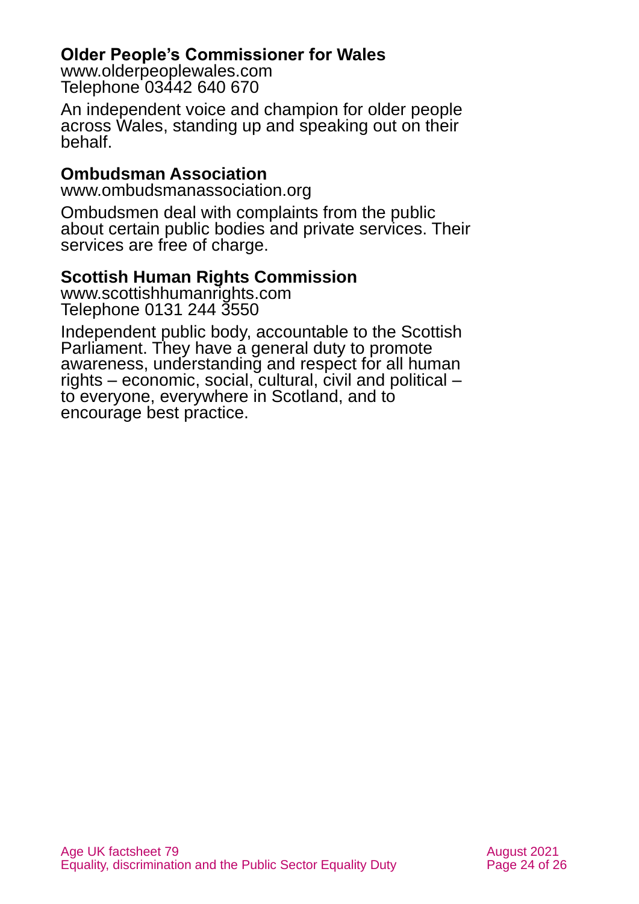### Older People's Commissioner for Wales

www.olderpeoplewales.com
Telephone 03442 640 670

An independent voice and champion for older people across Wales, standing up and speaking out on their behalf.

### Ombudsman Association

www.ombudsmanassociation.org

Ombudsmen deal with complaints from the public about certain public bodies and private services. Their services are free of charge.

### Scottish Human Rights Commission

www.scottishhumanrights.com
Telephone 0131 244 3550

Independent public body, accountable to the Scottish Parliament. They have a general duty to promote awareness, understanding and respect for all human rights – economic, social, cultural, civil and political – to everyone, everywhere in Scotland, and to encourage best practice.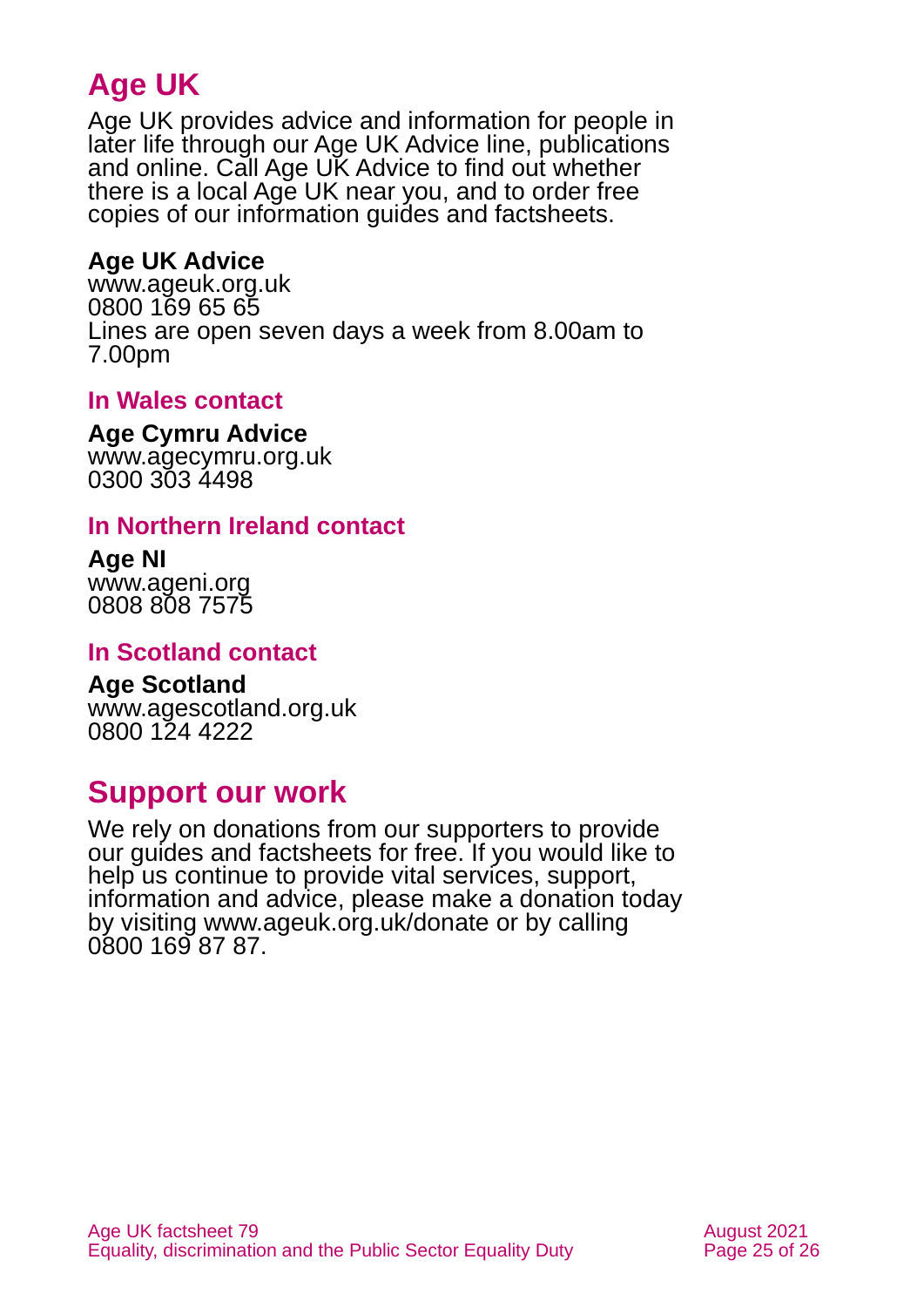# Age UK

Age UK provides advice and information for people in later life through our Age UK Advice line, publications and online. Call Age UK Advice to find out whether there is a local Age UK near you, and to order free copies of our information guides and factsheets.

**Age UK Advice**
www.ageuk.org.uk
0800 169 65 65
Lines are open seven days a week from 8.00am to 7.00pm

### In Wales contact

**Age Cymru Advice**
www.agecymru.org.uk
0300 303 4498

### In Northern Ireland contact

**Age NI**
www.ageni.org
0808 808 7575

### In Scotland contact

**Age Scotland**
www.agescotland.org.uk
0800 124 4222

# Support our work

We rely on donations from our supporters to provide our guides and factsheets for free. If you would like to help us continue to provide vital services, support, information and advice, please make a donation today by visiting www.ageuk.org.uk/donate or by calling 0800 169 87 87.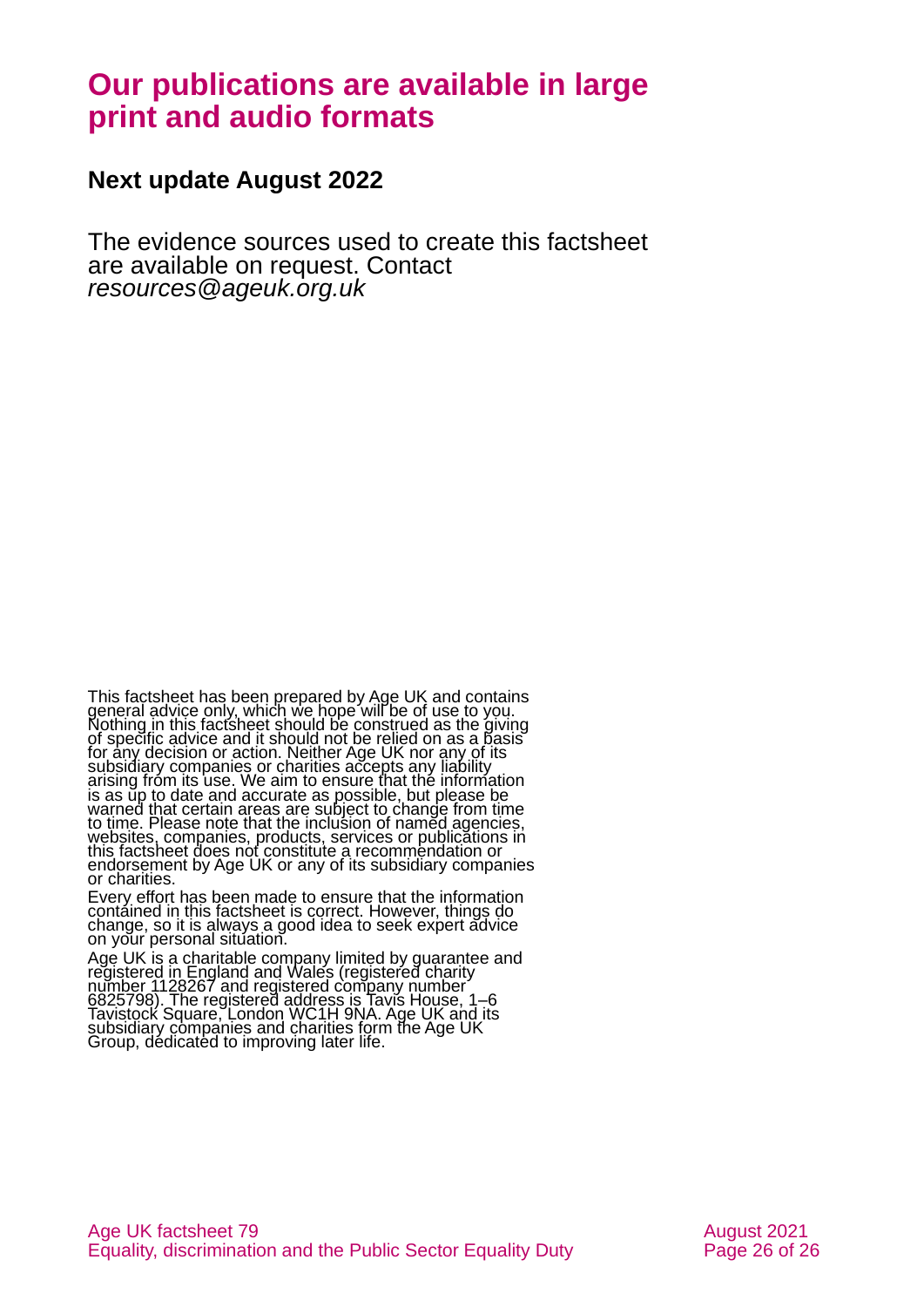# Our publications are available in large print and audio formats

## Next update August 2022

The evidence sources used to create this factsheet are available on request. Contact *resources@ageuk.org.uk*

This factsheet has been prepared by Age UK and contains general advice only, which we hope will be of use to you. Nothing in this factsheet should be construed as the giving of specific advice and it should not be relied on as a basis for any decision or action. Neither Age UK nor any of its subsidiary companies or charities accepts any liability arising from its use. We aim to ensure that the information is as up to date and accurate as possible, but please be warned that certain areas are subject to change from time to time. Please note that the inclusion of named agencies, websites, companies, products, services or publications in this factsheet does not constitute a recommendation or endorsement by Age UK or any of its subsidiary companies or charities.

Every effort has been made to ensure that the information contained in this factsheet is correct. However, things do change, so it is always a good idea to seek expert advice on your personal situation.

Age UK is a charitable company limited by guarantee and registered in England and Wales (registered charity number 1128267 and registered company number 6825798). The registered address is Tavis House, 1–6 Tavistock Square, London WC1H 9NA. Age UK and its subsidiary companies and charities form the Age UK Group, dedicated to improving later life.